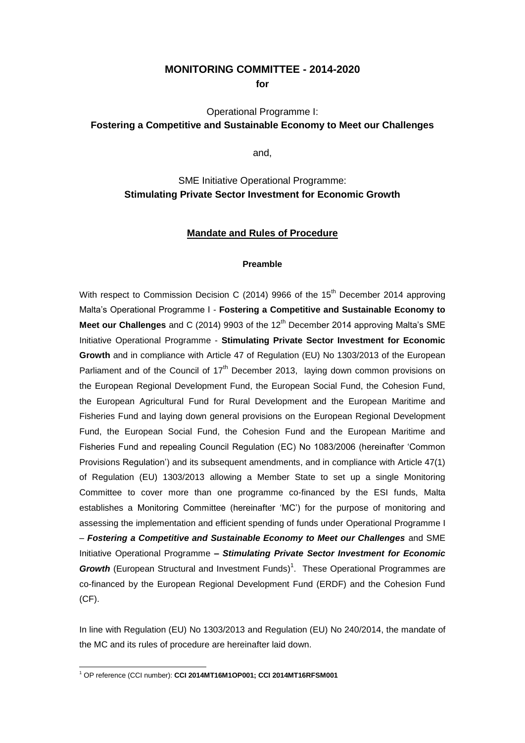# MONITORING COMMITTEE - 2014-2020

**for**

Operational Programme I:
**Fostering a Competitive and Sustainable Economy to Meet our Challenges**

and,

SME Initiative Operational Programme:
**Stimulating Private Sector Investment for Economic Growth**

## Mandate and Rules of Procedure

### Preamble

With respect to Commission Decision C (2014) 9966 of the 15th December 2014 approving Malta's Operational Programme I - **Fostering a Competitive and Sustainable Economy to Meet our Challenges** and C (2014) 9903 of the 12th December 2014 approving Malta's SME Initiative Operational Programme - **Stimulating Private Sector Investment for Economic Growth** and in compliance with Article 47 of Regulation (EU) No 1303/2013 of the European Parliament and of the Council of 17th December 2013, laying down common provisions on the European Regional Development Fund, the European Social Fund, the Cohesion Fund, the European Agricultural Fund for Rural Development and the European Maritime and Fisheries Fund and laying down general provisions on the European Regional Development Fund, the European Social Fund, the Cohesion Fund and the European Maritime and Fisheries Fund and repealing Council Regulation (EC) No 1083/2006 (hereinafter 'Common Provisions Regulation') and its subsequent amendments, and in compliance with Article 47(1) of Regulation (EU) 1303/2013 allowing a Member State to set up a single Monitoring Committee to cover more than one programme co-financed by the ESI funds, Malta establishes a Monitoring Committee (hereinafter 'MC') for the purpose of monitoring and assessing the implementation and efficient spending of funds under Operational Programme I – ***Fostering a Competitive and Sustainable Economy to Meet our Challenges*** and SME Initiative Operational Programme **– *Stimulating Private Sector Investment for Economic Growth*** (European Structural and Investment Funds)[1]. These Operational Programmes are co-financed by the European Regional Development Fund (ERDF) and the Cohesion Fund (CF).

In line with Regulation (EU) No 1303/2013 and Regulation (EU) No 240/2014, the mandate of the MC and its rules of procedure are hereinafter laid down.

---

[1] OP reference (CCI number): **CCI 2014MT16M1OP001; CCI 2014MT16RFSM001**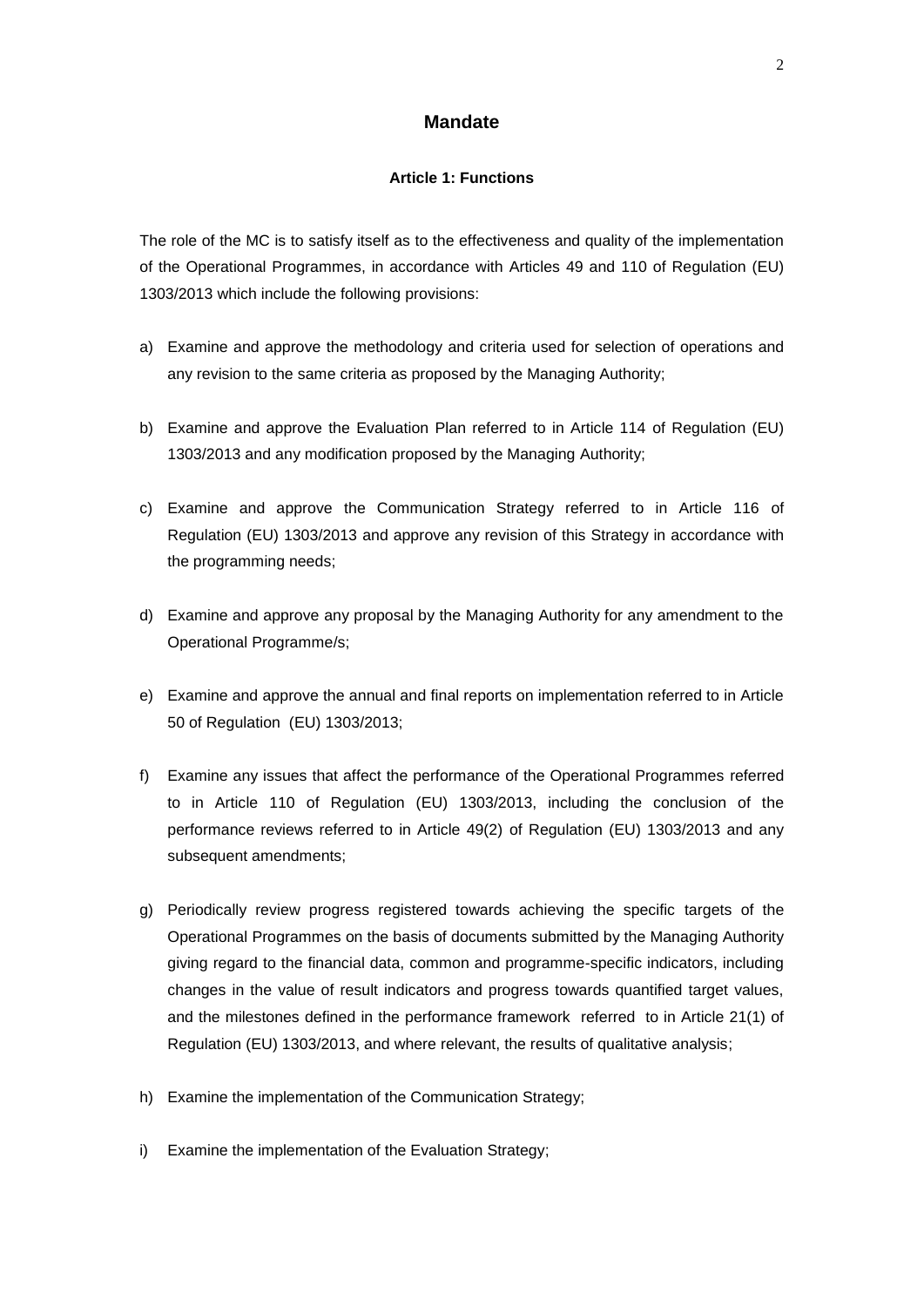## Mandate

### Article 1: Functions

The role of the MC is to satisfy itself as to the effectiveness and quality of the implementation of the Operational Programmes, in accordance with Articles 49 and 110 of Regulation (EU) 1303/2013 which include the following provisions:

a) Examine and approve the methodology and criteria used for selection of operations and any revision to the same criteria as proposed by the Managing Authority;

b) Examine and approve the Evaluation Plan referred to in Article 114 of Regulation (EU) 1303/2013 and any modification proposed by the Managing Authority;

c) Examine and approve the Communication Strategy referred to in Article 116 of Regulation (EU) 1303/2013 and approve any revision of this Strategy in accordance with the programming needs;

d) Examine and approve any proposal by the Managing Authority for any amendment to the Operational Programme/s;

e) Examine and approve the annual and final reports on implementation referred to in Article 50 of Regulation (EU) 1303/2013;

f) Examine any issues that affect the performance of the Operational Programmes referred to in Article 110 of Regulation (EU) 1303/2013, including the conclusion of the performance reviews referred to in Article 49(2) of Regulation (EU) 1303/2013 and any subsequent amendments;

g) Periodically review progress registered towards achieving the specific targets of the Operational Programmes on the basis of documents submitted by the Managing Authority giving regard to the financial data, common and programme-specific indicators, including changes in the value of result indicators and progress towards quantified target values, and the milestones defined in the performance framework referred to in Article 21(1) of Regulation (EU) 1303/2013, and where relevant, the results of qualitative analysis;

h) Examine the implementation of the Communication Strategy;

i) Examine the implementation of the Evaluation Strategy;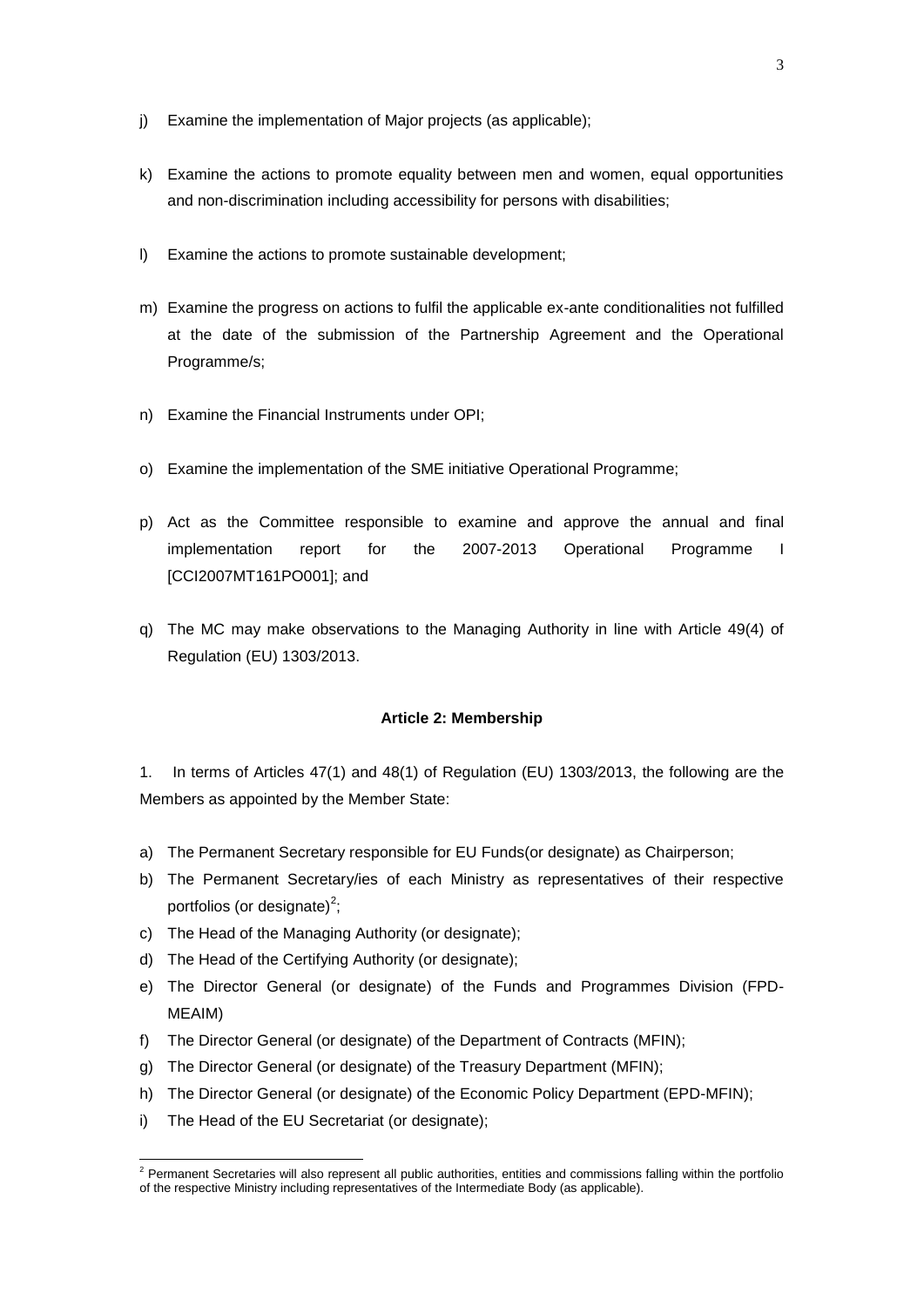j) Examine the implementation of Major projects (as applicable);

k) Examine the actions to promote equality between men and women, equal opportunities and non-discrimination including accessibility for persons with disabilities;

l) Examine the actions to promote sustainable development;

m) Examine the progress on actions to fulfil the applicable ex-ante conditionalities not fulfilled at the date of the submission of the Partnership Agreement and the Operational Programme/s;

n) Examine the Financial Instruments under OPI;

o) Examine the implementation of the SME initiative Operational Programme;

p) Act as the Committee responsible to examine and approve the annual and final implementation report for the 2007-2013 Operational Programme I [CCI2007MT161PO001]; and

q) The MC may make observations to the Managing Authority in line with Article 49(4) of Regulation (EU) 1303/2013.

**Article 2: Membership**

1. In terms of Articles 47(1) and 48(1) of Regulation (EU) 1303/2013, the following are the Members as appointed by the Member State:

a) The Permanent Secretary responsible for EU Funds(or designate) as Chairperson;
b) The Permanent Secretary/ies of each Ministry as representatives of their respective portfolios (or designate)[2];
c) The Head of the Managing Authority (or designate);
d) The Head of the Certifying Authority (or designate);
e) The Director General (or designate) of the Funds and Programmes Division (FPD-MEAIM)
f) The Director General (or designate) of the Department of Contracts (MFIN);
g) The Director General (or designate) of the Treasury Department (MFIN);
h) The Director General (or designate) of the Economic Policy Department (EPD-MFIN);
i) The Head of the EU Secretariat (or designate);

[2] Permanent Secretaries will also represent all public authorities, entities and commissions falling within the portfolio of the respective Ministry including representatives of the Intermediate Body (as applicable).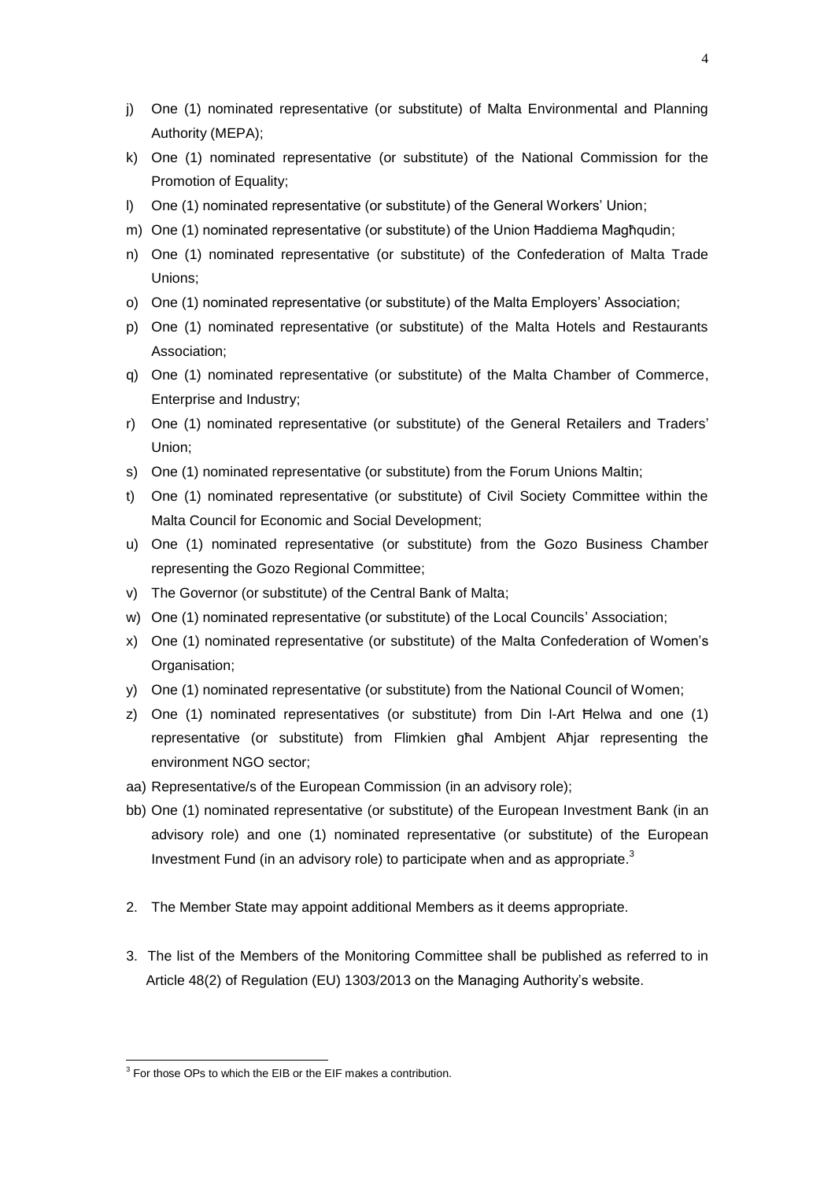j) One (1) nominated representative (or substitute) of Malta Environmental and Planning Authority (MEPA);
k) One (1) nominated representative (or substitute) of the National Commission for the Promotion of Equality;
l) One (1) nominated representative (or substitute) of the General Workers' Union;
m) One (1) nominated representative (or substitute) of the Union Ħaddiema Magħqudin;
n) One (1) nominated representative (or substitute) of the Confederation of Malta Trade Unions;
o) One (1) nominated representative (or substitute) of the Malta Employers' Association;
p) One (1) nominated representative (or substitute) of the Malta Hotels and Restaurants Association;
q) One (1) nominated representative (or substitute) of the Malta Chamber of Commerce, Enterprise and Industry;
r) One (1) nominated representative (or substitute) of the General Retailers and Traders' Union;
s) One (1) nominated representative (or substitute) from the Forum Unions Maltin;
t) One (1) nominated representative (or substitute) of Civil Society Committee within the Malta Council for Economic and Social Development;
u) One (1) nominated representative (or substitute) from the Gozo Business Chamber representing the Gozo Regional Committee;
v) The Governor (or substitute) of the Central Bank of Malta;
w) One (1) nominated representative (or substitute) of the Local Councils' Association;
x) One (1) nominated representative (or substitute) of the Malta Confederation of Women's Organisation;
y) One (1) nominated representative (or substitute) from the National Council of Women;
z) One (1) nominated representatives (or substitute) from Din l-Art Ħelwa and one (1) representative (or substitute) from Flimkien għal Ambjent Aħjar representing the environment NGO sector;
aa) Representative/s of the European Commission (in an advisory role);
bb) One (1) nominated representative (or substitute) of the European Investment Bank (in an advisory role) and one (1) nominated representative (or substitute) of the European Investment Fund (in an advisory role) to participate when and as appropriate.[3]

2. The Member State may appoint additional Members as it deems appropriate.

3. The list of the Members of the Monitoring Committee shall be published as referred to in Article 48(2) of Regulation (EU) 1303/2013 on the Managing Authority's website.

---

[3] For those OPs to which the EIB or the EIF makes a contribution.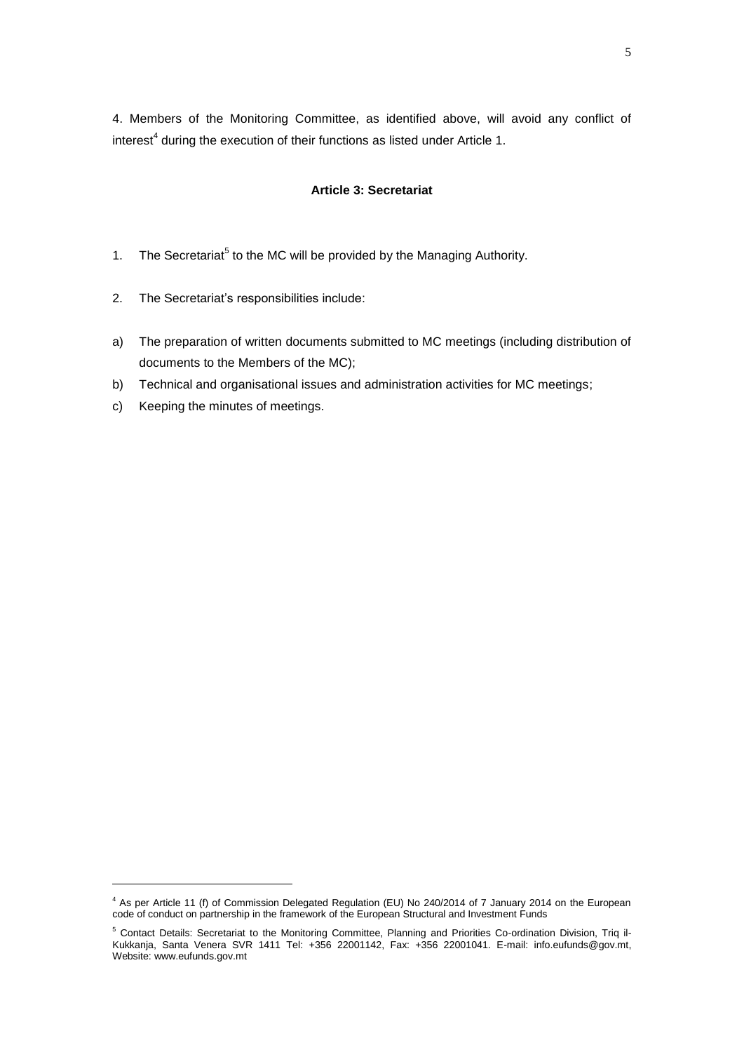4. Members of the Monitoring Committee, as identified above, will avoid any conflict of interest[4] during the execution of their functions as listed under Article 1.

### Article 3: Secretariat

1. The Secretariat[5] to the MC will be provided by the Managing Authority.

2. The Secretariat's responsibilities include:

a) The preparation of written documents submitted to MC meetings (including distribution of documents to the Members of the MC);

b) Technical and organisational issues and administration activities for MC meetings;

c) Keeping the minutes of meetings.

---

[4] As per Article 11 (f) of Commission Delegated Regulation (EU) No 240/2014 of 7 January 2014 on the European code of conduct on partnership in the framework of the European Structural and Investment Funds

[5] Contact Details: Secretariat to the Monitoring Committee, Planning and Priorities Co-ordination Division, Triq il-Kukkanja, Santa Venera SVR 1411 Tel: +356 22001142, Fax: +356 22001041. E-mail: info.eufunds@gov.mt, Website: www.eufunds.gov.mt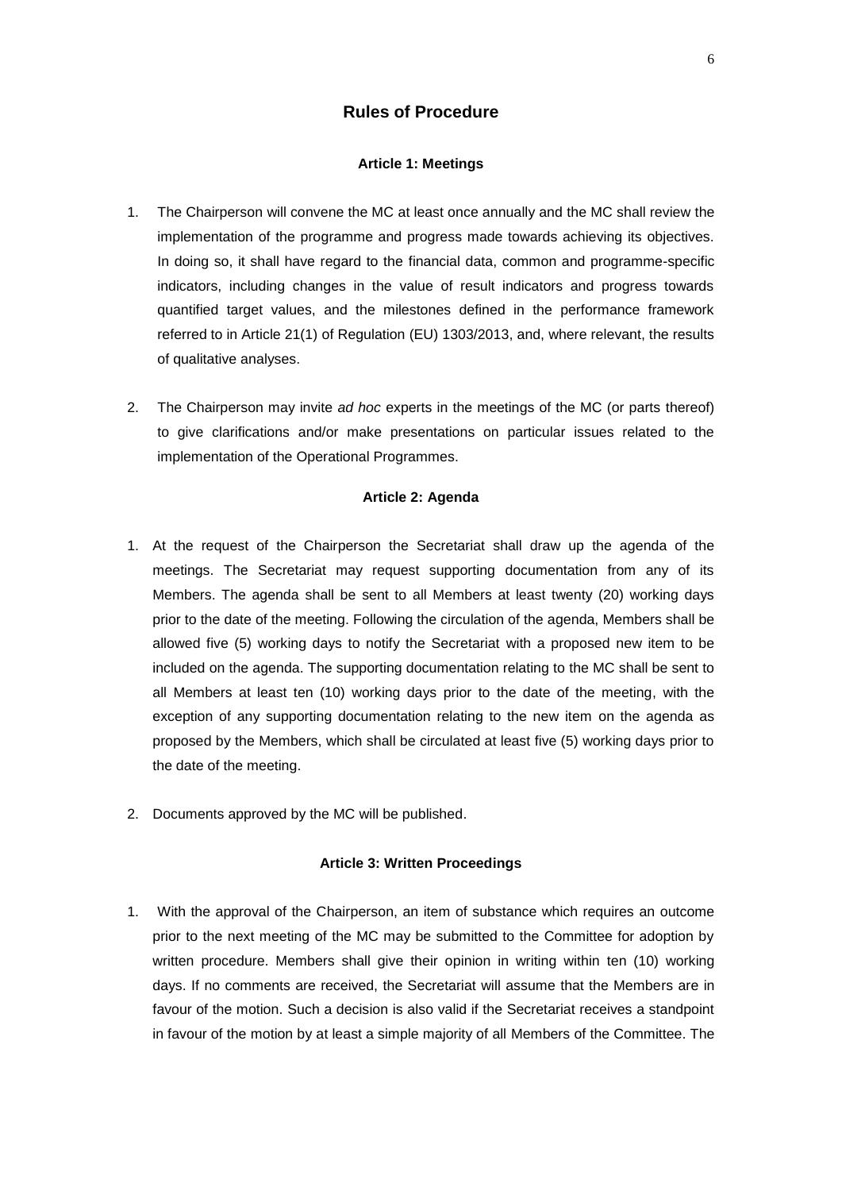## Rules of Procedure

### Article 1: Meetings

1. The Chairperson will convene the MC at least once annually and the MC shall review the implementation of the programme and progress made towards achieving its objectives. In doing so, it shall have regard to the financial data, common and programme-specific indicators, including changes in the value of result indicators and progress towards quantified target values, and the milestones defined in the performance framework referred to in Article 21(1) of Regulation (EU) 1303/2013, and, where relevant, the results of qualitative analyses.

2. The Chairperson may invite *ad hoc* experts in the meetings of the MC (or parts thereof) to give clarifications and/or make presentations on particular issues related to the implementation of the Operational Programmes.

### Article 2: Agenda

1. At the request of the Chairperson the Secretariat shall draw up the agenda of the meetings. The Secretariat may request supporting documentation from any of its Members. The agenda shall be sent to all Members at least twenty (20) working days prior to the date of the meeting. Following the circulation of the agenda, Members shall be allowed five (5) working days to notify the Secretariat with a proposed new item to be included on the agenda. The supporting documentation relating to the MC shall be sent to all Members at least ten (10) working days prior to the date of the meeting, with the exception of any supporting documentation relating to the new item on the agenda as proposed by the Members, which shall be circulated at least five (5) working days prior to the date of the meeting.

2. Documents approved by the MC will be published.

### Article 3: Written Proceedings

1. With the approval of the Chairperson, an item of substance which requires an outcome prior to the next meeting of the MC may be submitted to the Committee for adoption by written procedure. Members shall give their opinion in writing within ten (10) working days. If no comments are received, the Secretariat will assume that the Members are in favour of the motion. Such a decision is also valid if the Secretariat receives a standpoint in favour of the motion by at least a simple majority of all Members of the Committee. The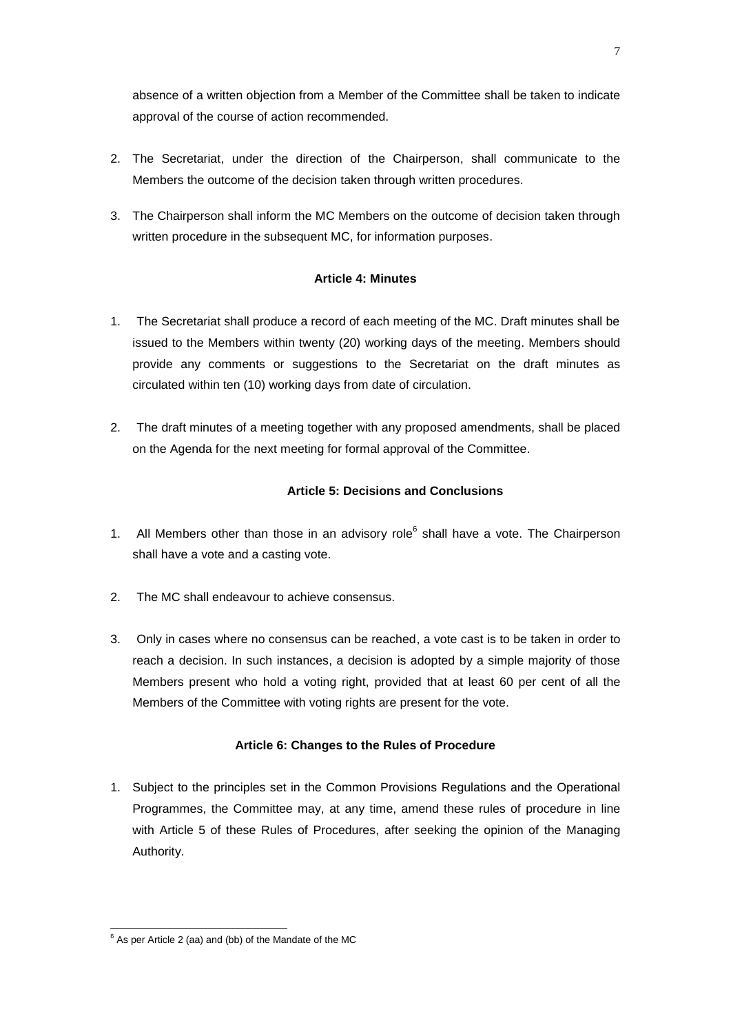absence of a written objection from a Member of the Committee shall be taken to indicate approval of the course of action recommended.

2. The Secretariat, under the direction of the Chairperson, shall communicate to the Members the outcome of the decision taken through written procedures.
3. The Chairperson shall inform the MC Members on the outcome of decision taken through written procedure in the subsequent MC, for information purposes.

**Article 4: Minutes**

1. The Secretariat shall produce a record of each meeting of the MC. Draft minutes shall be issued to the Members within twenty (20) working days of the meeting. Members should provide any comments or suggestions to the Secretariat on the draft minutes as circulated within ten (10) working days from date of circulation.
2. The draft minutes of a meeting together with any proposed amendments, shall be placed on the Agenda for the next meeting for formal approval of the Committee.

**Article 5: Decisions and Conclusions**

1. All Members other than those in an advisory role[6] shall have a vote. The Chairperson shall have a vote and a casting vote.
2. The MC shall endeavour to achieve consensus.
3. Only in cases where no consensus can be reached, a vote cast is to be taken in order to reach a decision. In such instances, a decision is adopted by a simple majority of those Members present who hold a voting right, provided that at least 60 per cent of all the Members of the Committee with voting rights are present for the vote.

**Article 6: Changes to the Rules of Procedure**

1. Subject to the principles set in the Common Provisions Regulations and the Operational Programmes, the Committee may, at any time, amend these rules of procedure in line with Article 5 of these Rules of Procedures, after seeking the opinion of the Managing Authority.

---

[6] As per Article 2 (aa) and (bb) of the Mandate of the MC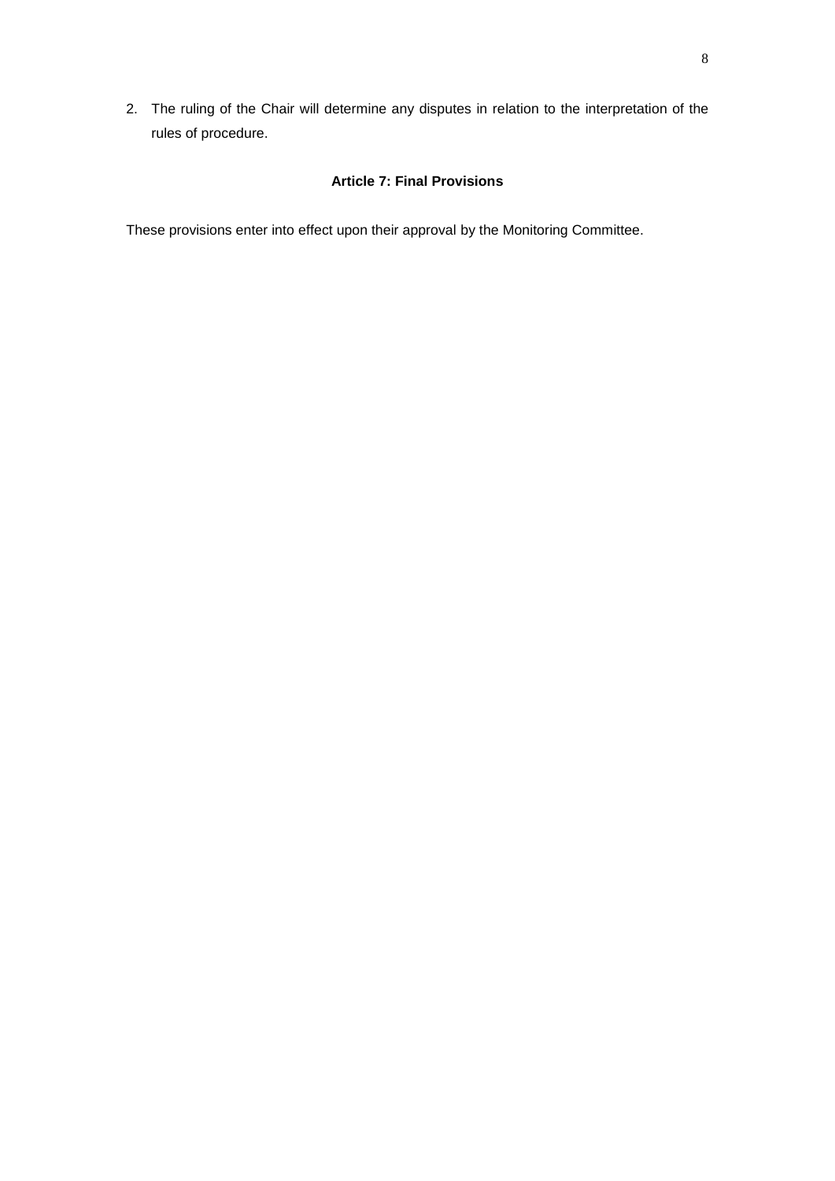2. The ruling of the Chair will determine any disputes in relation to the interpretation of the rules of procedure.

### Article 7: Final Provisions

These provisions enter into effect upon their approval by the Monitoring Committee.